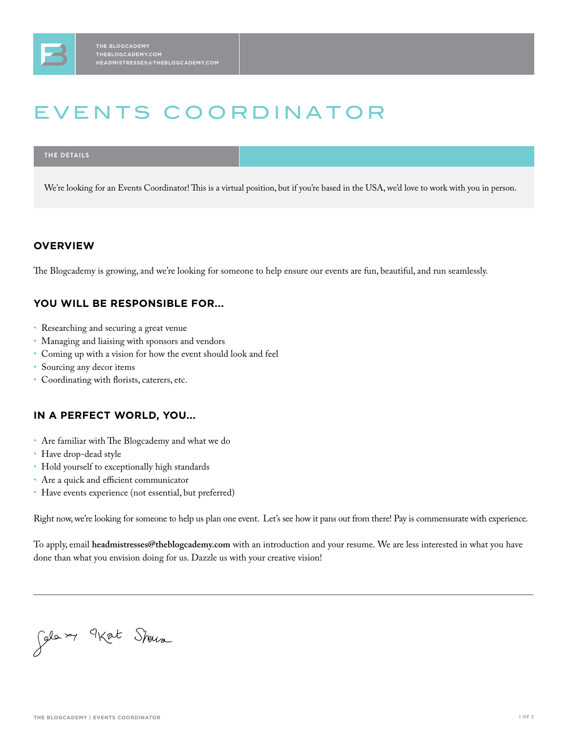THE BLOGCADEMY
THEBLOGCADEMY.COM
HEADMISTRESSES@THEBLOGCADEMY.COM

# EVENTS COORDINATOR

## THE DETAILS

We're looking for an Events Coordinator! This is a virtual position, but if you're based in the USA, we'd love to work with you in person.

## OVERVIEW

The Blogcademy is growing, and we're looking for someone to help ensure our events are fun, beautiful, and run seamlessly.

## YOU WILL BE RESPONSIBLE FOR...

- Researching and securing a great venue
- Managing and liaising with sponsors and vendors
- Coming up with a vision for how the event should look and feel
- Sourcing any decor items
- Coordinating with florists, caterers, etc.

## IN A PERFECT WORLD, YOU...

- Are familiar with The Blogcademy and what we do
- Have drop-dead style
- Hold yourself to exceptionally high standards
- Are a quick and efficient communicator
- Have events experience (not essential, but preferred)

Right now, we're looking for someone to help us plan one event. Let's see how it pans out from there! Pay is commensurate with experience.

To apply, email **headmistresses@theblogcademy.com** with an introduction and your resume. We are less interested in what you have done than what you envision doing for us. Dazzle us with your creative vision!

---

Gala Kat Shauna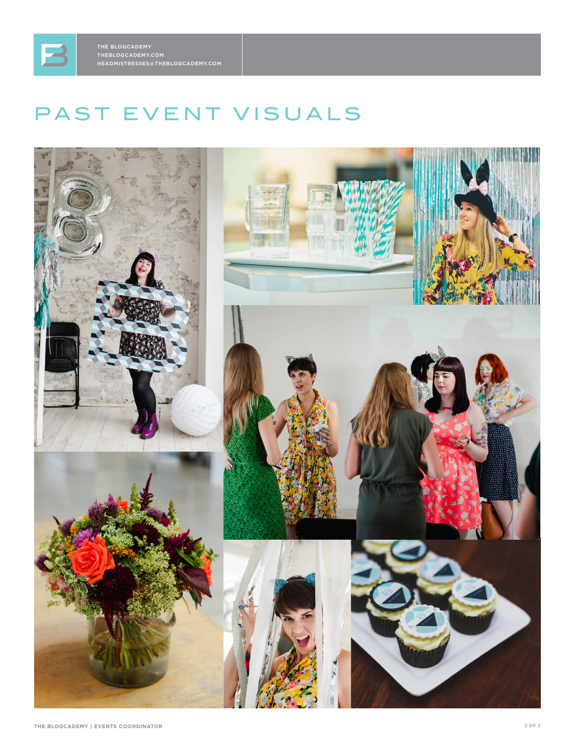THE BLOGCADEMY
THEBLOGCADEMY.COM
HEADMISTRESSES@THEBLOGCADEMY.COM

# PAST EVENT VISUALS